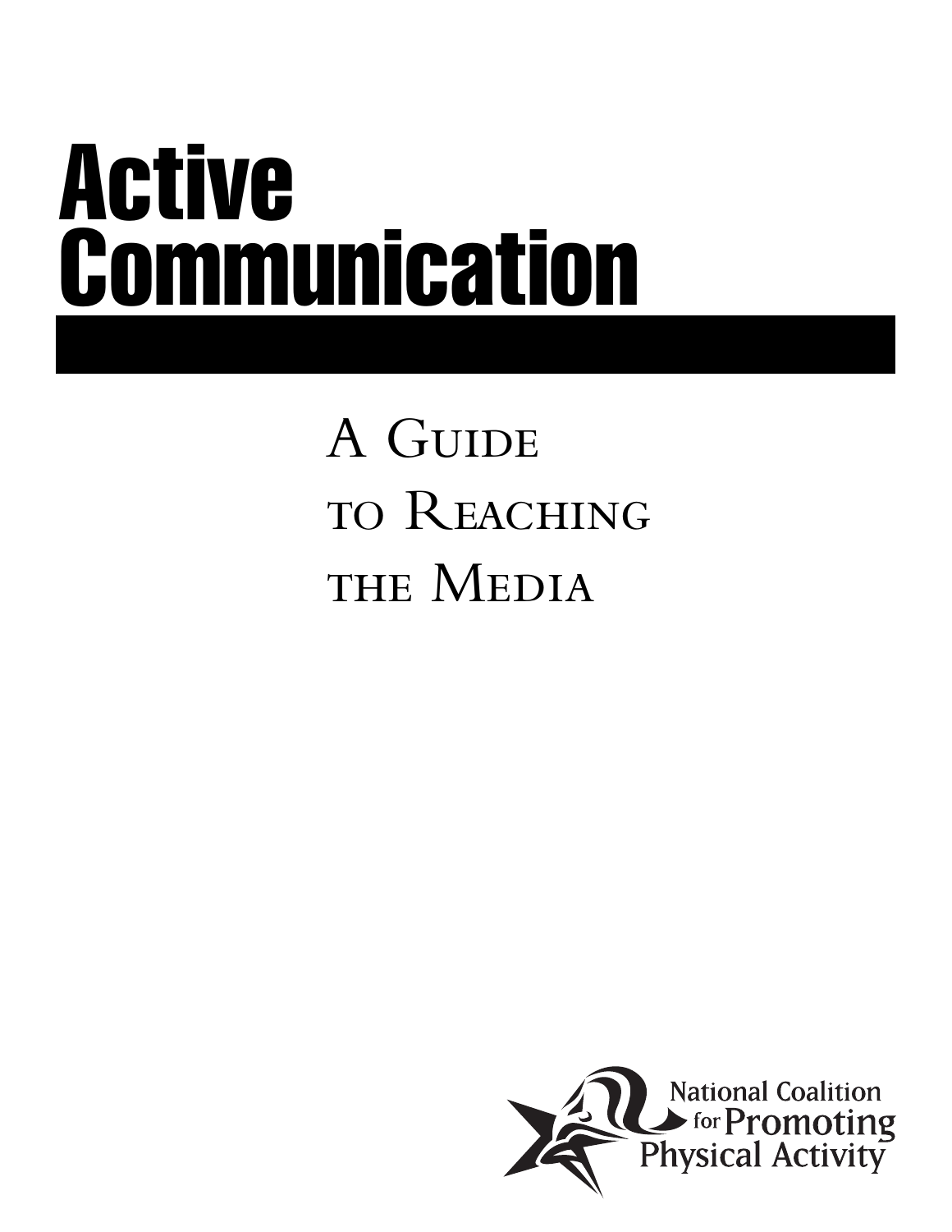# Active Communication

## A Guide to Reaching the Media

National Coalition for Promoting Physical Activity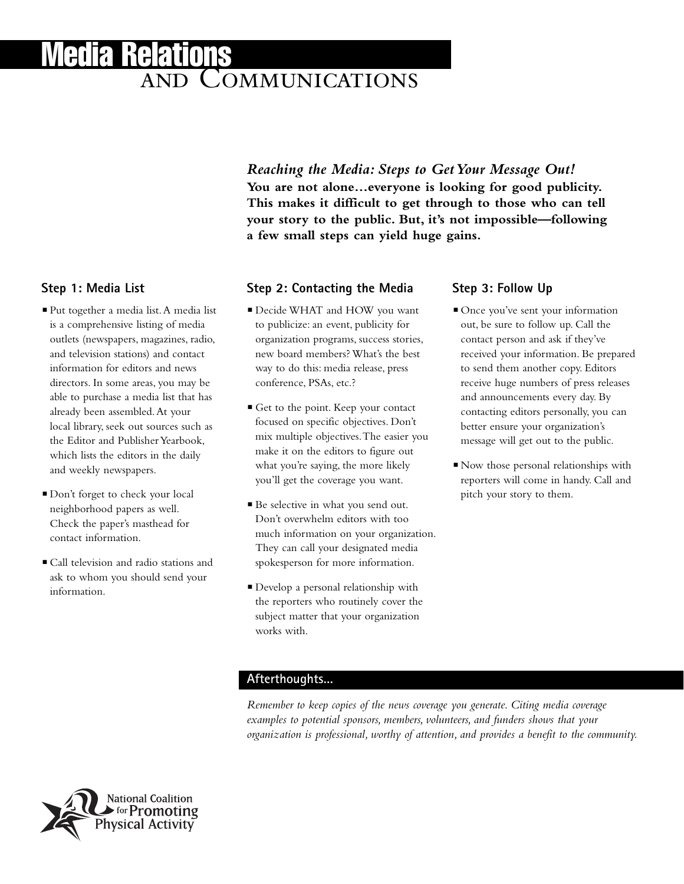# Media Relations and Communications

***Reaching the Media: Steps to Get Your Message Out!***

**You are not alone…everyone is looking for good publicity. This makes it difficult to get through to those who can tell your story to the public. But, it's not impossible—following a few small steps can yield huge gains.**

### Step 1: Media List

- Put together a media list. A media list is a comprehensive listing of media outlets (newspapers, magazines, radio, and television stations) and contact information for editors and news directors. In some areas, you may be able to purchase a media list that has already been assembled. At your local library, seek out sources such as the Editor and Publisher Yearbook, which lists the editors in the daily and weekly newspapers.
- Don't forget to check your local neighborhood papers as well. Check the paper's masthead for contact information.
- Call television and radio stations and ask to whom you should send your information.

### Step 2: Contacting the Media

- Decide WHAT and HOW you want to publicize: an event, publicity for organization programs, success stories, new board members? What's the best way to do this: media release, press conference, PSAs, etc.?
- Get to the point. Keep your contact focused on specific objectives. Don't mix multiple objectives. The easier you make it on the editors to figure out what you're saying, the more likely you'll get the coverage you want.
- Be selective in what you send out. Don't overwhelm editors with too much information on your organization. They can call your designated media spokesperson for more information.
- Develop a personal relationship with the reporters who routinely cover the subject matter that your organization works with.

### Step 3: Follow Up

- Once you've sent your information out, be sure to follow up. Call the contact person and ask if they've received your information. Be prepared to send them another copy. Editors receive huge numbers of press releases and announcements every day. By contacting editors personally, you can better ensure your organization's message will get out to the public.
- Now those personal relationships with reporters will come in handy. Call and pitch your story to them.

### Afterthoughts...

*Remember to keep copies of the news coverage you generate. Citing media coverage examples to potential sponsors, members, volunteers, and funders shows that your organization is professional, worthy of attention, and provides a benefit to the community.*

National Coalition for Promoting Physical Activity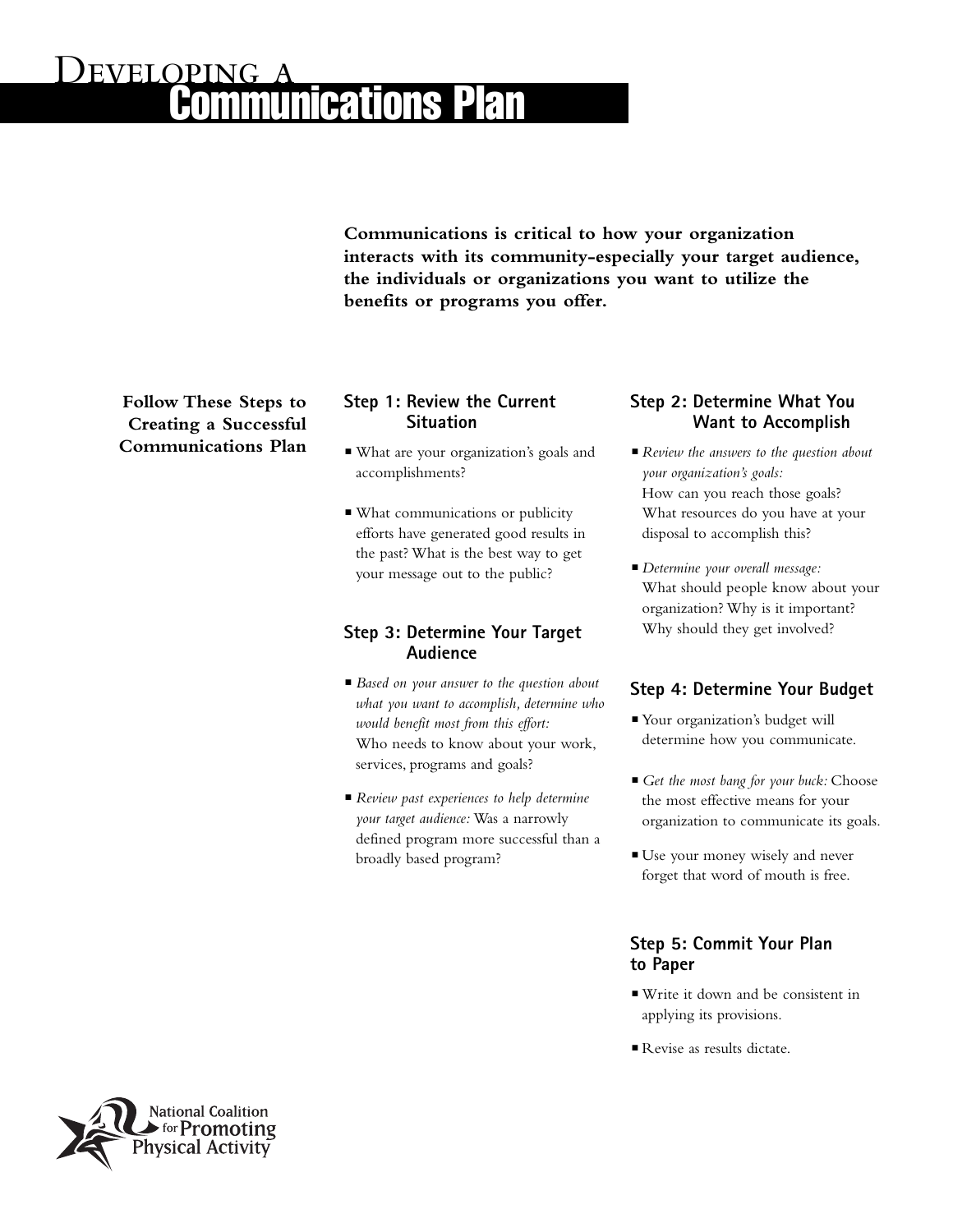# Developing a Communications Plan

**Communications is critical to how your organization interacts with its community-especially your target audience, the individuals or organizations you want to utilize the benefits or programs you offer.**

**Follow These Steps to Creating a Successful Communications Plan**

## Step 1: Review the Current Situation

- What are your organization's goals and accomplishments?
- What communications or publicity efforts have generated good results in the past? What is the best way to get your message out to the public?

## Step 2: Determine What You Want to Accomplish

- *Review the answers to the question about your organization's goals:* How can you reach those goals? What resources do you have at your disposal to accomplish this?
- *Determine your overall message:* What should people know about your organization? Why is it important? Why should they get involved?

## Step 3: Determine Your Target Audience

- *Based on your answer to the question about what you want to accomplish, determine who would benefit most from this effort:* Who needs to know about your work, services, programs and goals?
- *Review past experiences to help determine your target audience:* Was a narrowly defined program more successful than a broadly based program?

## Step 4: Determine Your Budget

- Your organization's budget will determine how you communicate.
- *Get the most bang for your buck:* Choose the most effective means for your organization to communicate its goals.
- Use your money wisely and never forget that word of mouth is free.

## Step 5: Commit Your Plan to Paper

- Write it down and be consistent in applying its provisions.
- Revise as results dictate.

National Coalition for Promoting Physical Activity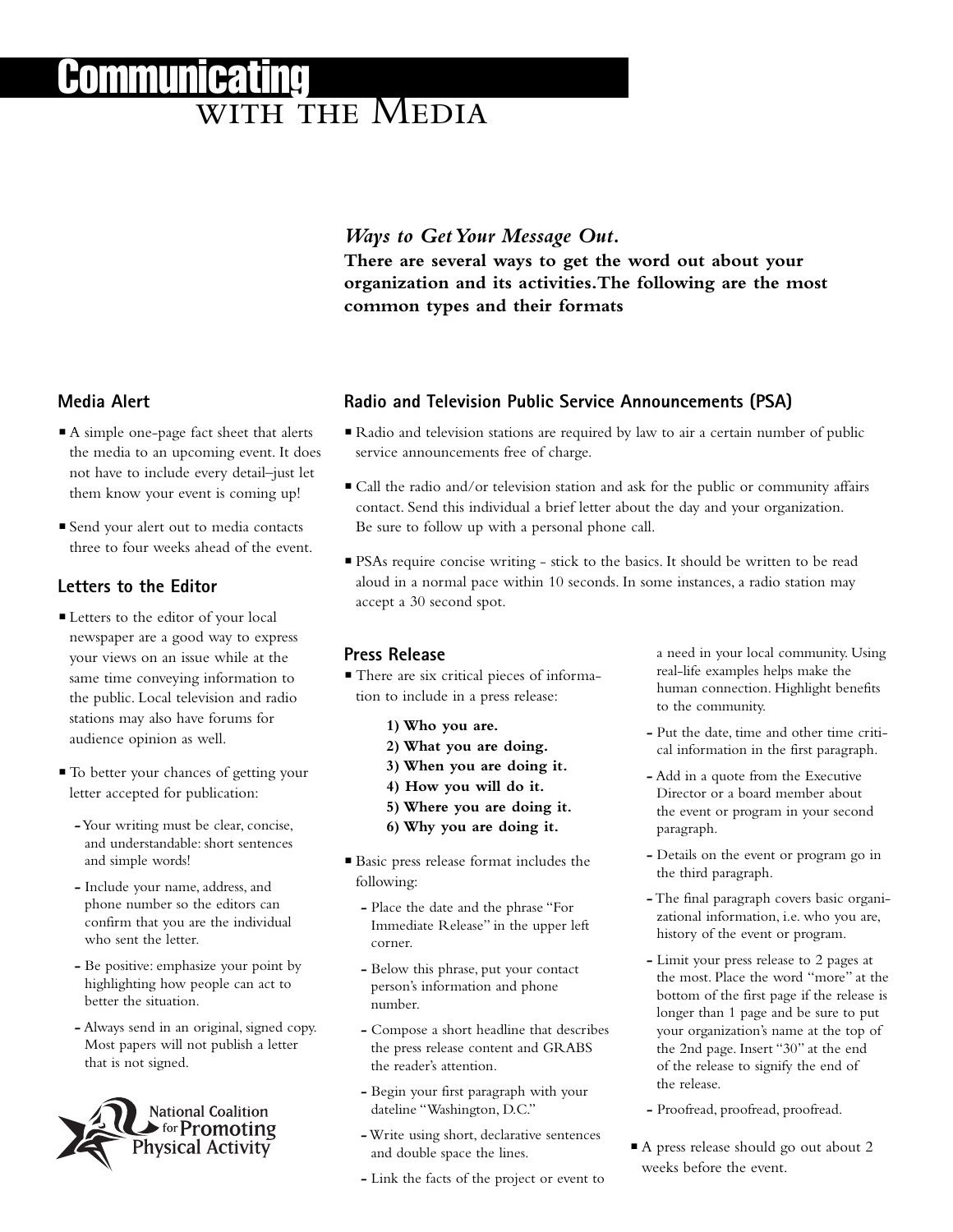# Communicating with the Media

***Ways to Get Your Message Out.***
**There are several ways to get the word out about your organization and its activities. The following are the most common types and their formats**

## Media Alert

- A simple one-page fact sheet that alerts the media to an upcoming event. It does not have to include every detail–just let them know your event is coming up!
- Send your alert out to media contacts three to four weeks ahead of the event.

## Letters to the Editor

- Letters to the editor of your local newspaper are a good way to express your views on an issue while at the same time conveying information to the public. Local television and radio stations may also have forums for audience opinion as well.
- To better your chances of getting your letter accepted for publication:
  - Your writing must be clear, concise, and understandable: short sentences and simple words!
  - Include your name, address, and phone number so the editors can confirm that you are the individual who sent the letter.
  - Be positive: emphasize your point by highlighting how people can act to better the situation.
  - Always send in an original, signed copy. Most papers will not publish a letter that is not signed.

National Coalition for Promoting Physical Activity

## Radio and Television Public Service Announcements (PSA)

- Radio and television stations are required by law to air a certain number of public service announcements free of charge.
- Call the radio and/or television station and ask for the public or community affairs contact. Send this individual a brief letter about the day and your organization. Be sure to follow up with a personal phone call.
- PSAs require concise writing - stick to the basics. It should be written to be read aloud in a normal pace within 10 seconds. In some instances, a radio station may accept a 30 second spot.

## Press Release

- There are six critical pieces of information to include in a press release:

  **1) Who you are.**
  **2) What you are doing.**
  **3) When you are doing it.**
  **4) How you will do it.**
  **5) Where you are doing it.**
  **6) Why you are doing it.**

- Basic press release format includes the following:
  - Place the date and the phrase "For Immediate Release" in the upper left corner.
  - Below this phrase, put your contact person's information and phone number.
  - Compose a short headline that describes the press release content and GRABS the reader's attention.
  - Begin your first paragraph with your dateline "Washington, D.C."
  - Write using short, declarative sentences and double space the lines.
  - Link the facts of the project or event to a need in your local community. Using real-life examples helps make the human connection. Highlight benefits to the community.
  - Put the date, time and other time critical information in the first paragraph.
  - Add in a quote from the Executive Director or a board member about the event or program in your second paragraph.
  - Details on the event or program go in the third paragraph.
  - The final paragraph covers basic organizational information, i.e. who you are, history of the event or program.
  - Limit your press release to 2 pages at the most. Place the word "more" at the bottom of the first page if the release is longer than 1 page and be sure to put your organization's name at the top of the 2nd page. Insert "30" at the end of the release to signify the end of the release.
  - Proofread, proofread, proofread.
- A press release should go out about 2 weeks before the event.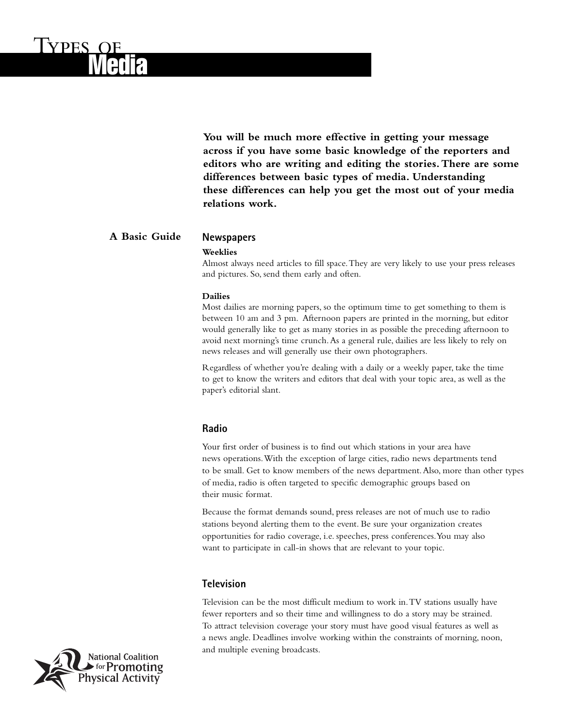# Types of Media

**You will be much more effective in getting your message across if you have some basic knowledge of the reporters and editors who are writing and editing the stories. There are some differences between basic types of media. Understanding these differences can help you get the most out of your media relations work.**

**A Basic Guide**

## Newspapers

**Weeklies**

Almost always need articles to fill space. They are very likely to use your press releases and pictures. So, send them early and often.

**Dailies**

Most dailies are morning papers, so the optimum time to get something to them is between 10 am and 3 pm. Afternoon papers are printed in the morning, but editor would generally like to get as many stories in as possible the preceding afternoon to avoid next morning's time crunch. As a general rule, dailies are less likely to rely on news releases and will generally use their own photographers.

Regardless of whether you're dealing with a daily or a weekly paper, take the time to get to know the writers and editors that deal with your topic area, as well as the paper's editorial slant.

## Radio

Your first order of business is to find out which stations in your area have news operations. With the exception of large cities, radio news departments tend to be small. Get to know members of the news department. Also, more than other types of media, radio is often targeted to specific demographic groups based on their music format.

Because the format demands sound, press releases are not of much use to radio stations beyond alerting them to the event. Be sure your organization creates opportunities for radio coverage, i.e. speeches, press conferences. You may also want to participate in call-in shows that are relevant to your topic.

## Television

Television can be the most difficult medium to work in. TV stations usually have fewer reporters and so their time and willingness to do a story may be strained. To attract television coverage your story must have good visual features as well as a news angle. Deadlines involve working within the constraints of morning, noon, and multiple evening broadcasts.

National Coalition for Promoting Physical Activity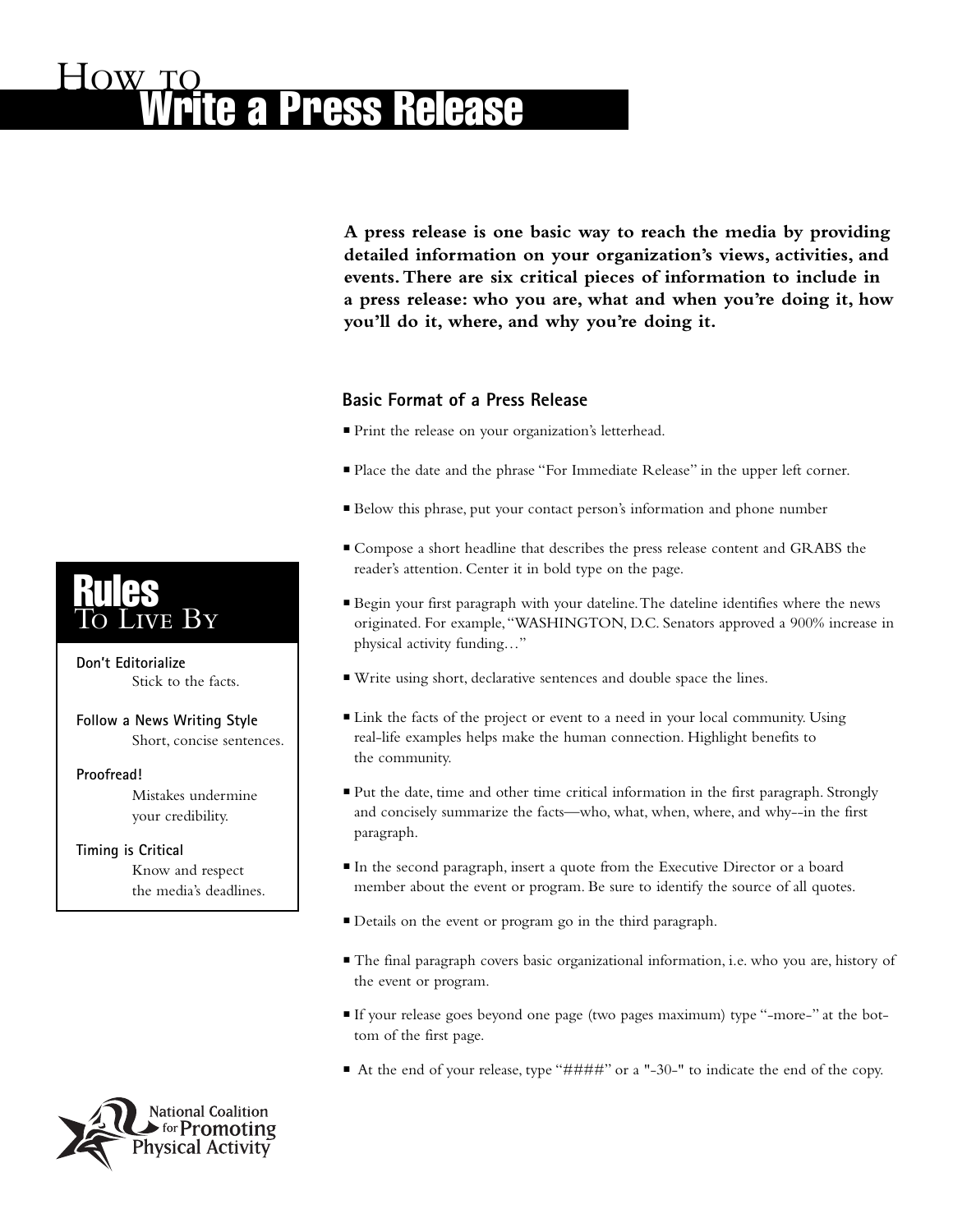# How to Write a Press Release

**A press release is one basic way to reach the media by providing detailed information on your organization's views, activities, and events. There are six critical pieces of information to include in a press release: who you are, what and when you're doing it, how you'll do it, where, and why you're doing it.**

### Basic Format of a Press Release

- Print the release on your organization's letterhead.
- Place the date and the phrase "For Immediate Release" in the upper left corner.
- Below this phrase, put your contact person's information and phone number
- Compose a short headline that describes the press release content and GRABS the reader's attention. Center it in bold type on the page.
- Begin your first paragraph with your dateline. The dateline identifies where the news originated. For example, "WASHINGTON, D.C. Senators approved a 900% increase in physical activity funding…"
- Write using short, declarative sentences and double space the lines.
- Link the facts of the project or event to a need in your local community. Using real-life examples helps make the human connection. Highlight benefits to the community.
- Put the date, time and other time critical information in the first paragraph. Strongly and concisely summarize the facts—who, what, when, where, and why--in the first paragraph.
- In the second paragraph, insert a quote from the Executive Director or a board member about the event or program. Be sure to identify the source of all quotes.
- Details on the event or program go in the third paragraph.
- The final paragraph covers basic organizational information, i.e. who you are, history of the event or program.
- If your release goes beyond one page (two pages maximum) type "-more-" at the bottom of the first page.
- At the end of your release, type "####" or a "-30-" to indicate the end of the copy.

## Rules To Live By

**Don't Editorialize**
Stick to the facts.

**Follow a News Writing Style**
Short, concise sentences.

**Proofread!**
Mistakes undermine your credibility.

**Timing is Critical**
Know and respect the media's deadlines.

National Coalition for Promoting Physical Activity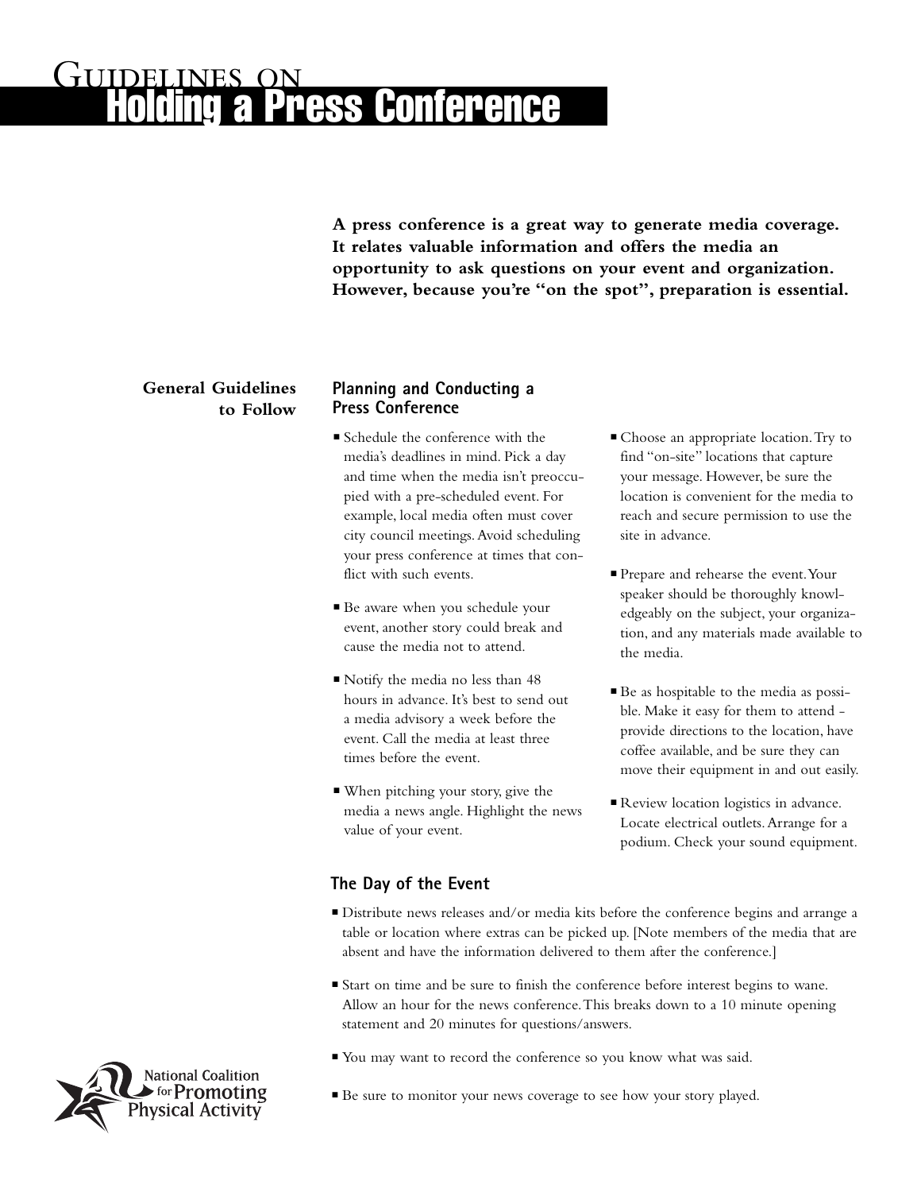# Guidelines on Holding a Press Conference

**A press conference is a great way to generate media coverage. It relates valuable information and offers the media an opportunity to ask questions on your event and organization. However, because you're "on the spot", preparation is essential.**

## General Guidelines to Follow

### Planning and Conducting a Press Conference

- Schedule the conference with the media's deadlines in mind. Pick a day and time when the media isn't preoccupied with a pre-scheduled event. For example, local media often must cover city council meetings. Avoid scheduling your press conference at times that conflict with such events.
- Be aware when you schedule your event, another story could break and cause the media not to attend.
- Notify the media no less than 48 hours in advance. It's best to send out a media advisory a week before the event. Call the media at least three times before the event.
- When pitching your story, give the media a news angle. Highlight the news value of your event.
- Choose an appropriate location. Try to find "on-site" locations that capture your message. However, be sure the location is convenient for the media to reach and secure permission to use the site in advance.
- Prepare and rehearse the event. Your speaker should be thoroughly knowledgeably on the subject, your organization, and any materials made available to the media.
- Be as hospitable to the media as possible. Make it easy for them to attend - provide directions to the location, have coffee available, and be sure they can move their equipment in and out easily.
- Review location logistics in advance. Locate electrical outlets. Arrange for a podium. Check your sound equipment.

### The Day of the Event

- Distribute news releases and/or media kits before the conference begins and arrange a table or location where extras can be picked up. [Note members of the media that are absent and have the information delivered to them after the conference.]
- Start on time and be sure to finish the conference before interest begins to wane. Allow an hour for the news conference. This breaks down to a 10 minute opening statement and 20 minutes for questions/answers.
- You may want to record the conference so you know what was said.
- Be sure to monitor your news coverage to see how your story played.

National Coalition for Promoting Physical Activity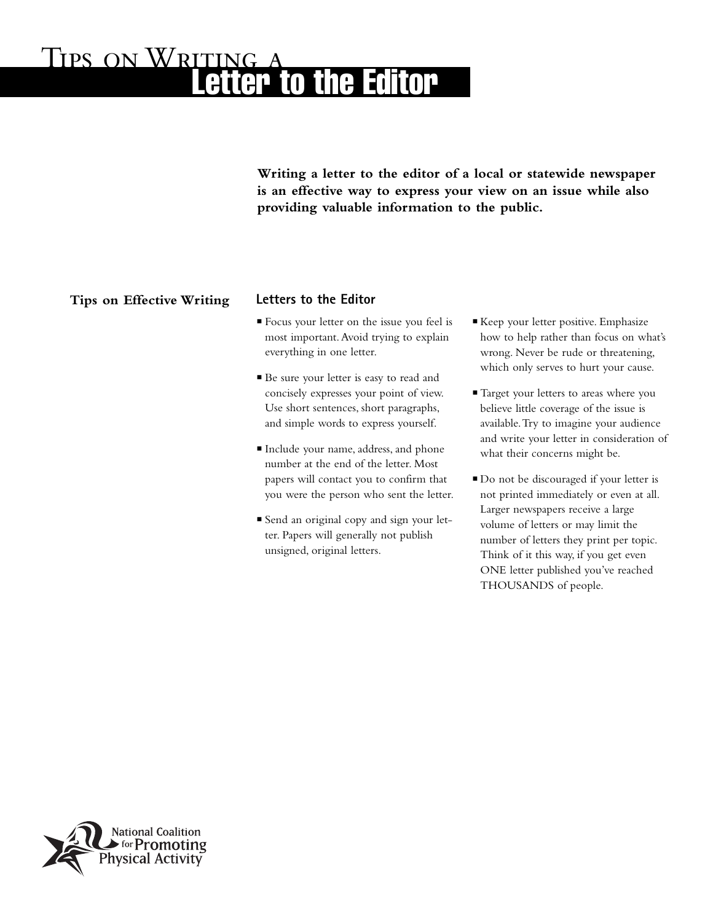# Tips on Writing a Letter to the Editor

**Writing a letter to the editor of a local or statewide newspaper is an effective way to express your view on an issue while also providing valuable information to the public.**

## Tips on Effective Writing

### Letters to the Editor

- Focus your letter on the issue you feel is most important. Avoid trying to explain everything in one letter.
- Be sure your letter is easy to read and concisely expresses your point of view. Use short sentences, short paragraphs, and simple words to express yourself.
- Include your name, address, and phone number at the end of the letter. Most papers will contact you to confirm that you were the person who sent the letter.
- Send an original copy and sign your letter. Papers will generally not publish unsigned, original letters.
- Keep your letter positive. Emphasize how to help rather than focus on what's wrong. Never be rude or threatening, which only serves to hurt your cause.
- Target your letters to areas where you believe little coverage of the issue is available. Try to imagine your audience and write your letter in consideration of what their concerns might be.
- Do not be discouraged if your letter is not printed immediately or even at all. Larger newspapers receive a large volume of letters or may limit the number of letters they print per topic. Think of it this way, if you get even ONE letter published you've reached THOUSANDS of people.

National Coalition for Promoting Physical Activity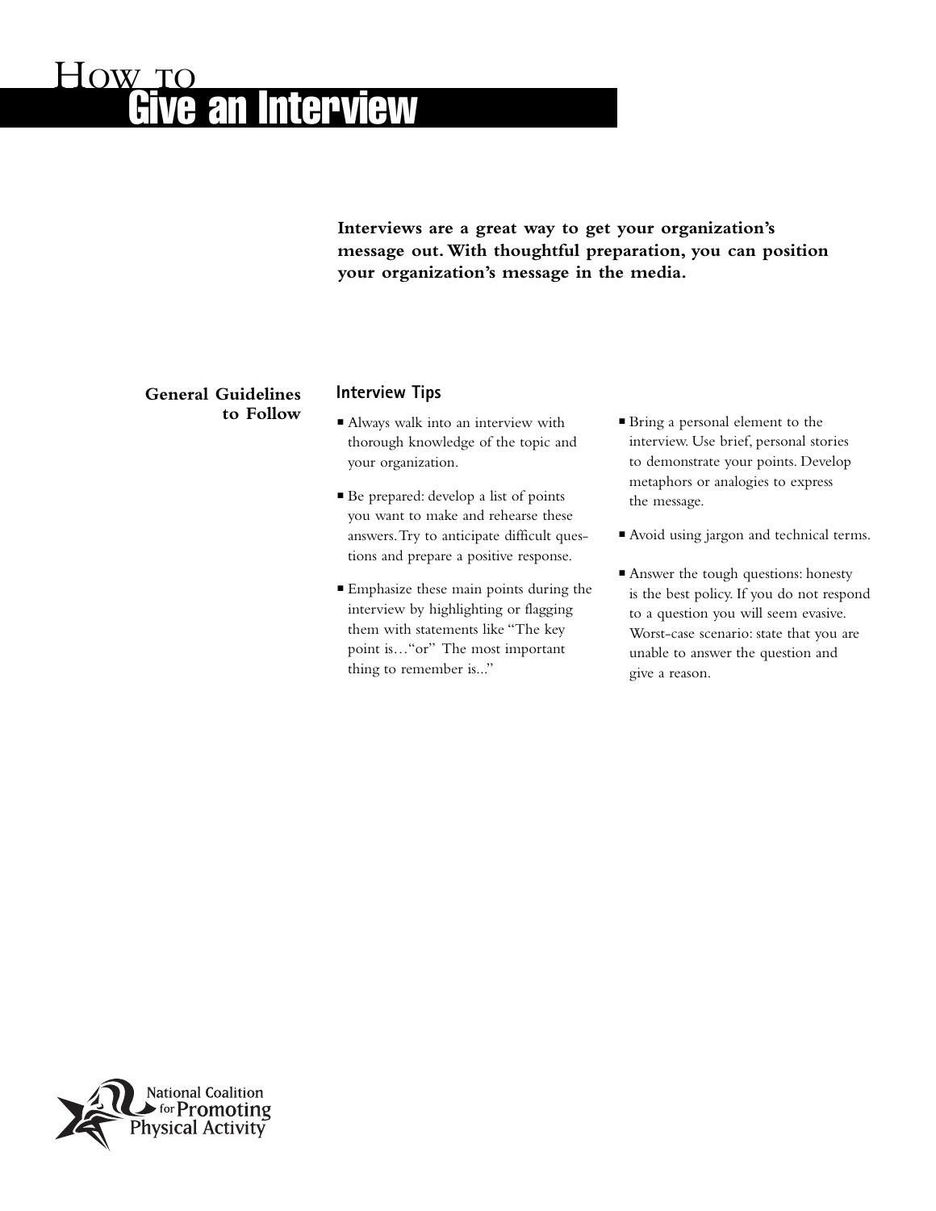# How to Give an Interview

**Interviews are a great way to get your organization's message out. With thoughtful preparation, you can position your organization's message in the media.**

## General Guidelines to Follow

### Interview Tips

- Always walk into an interview with thorough knowledge of the topic and your organization.
- Be prepared: develop a list of points you want to make and rehearse these answers. Try to anticipate difficult questions and prepare a positive response.
- Emphasize these main points during the interview by highlighting or flagging them with statements like "The key point is…"or" The most important thing to remember is..."
- Bring a personal element to the interview. Use brief, personal stories to demonstrate your points. Develop metaphors or analogies to express the message.
- Avoid using jargon and technical terms.
- Answer the tough questions: honesty is the best policy. If you do not respond to a question you will seem evasive. Worst-case scenario: state that you are unable to answer the question and give a reason.

National Coalition for Promoting Physical Activity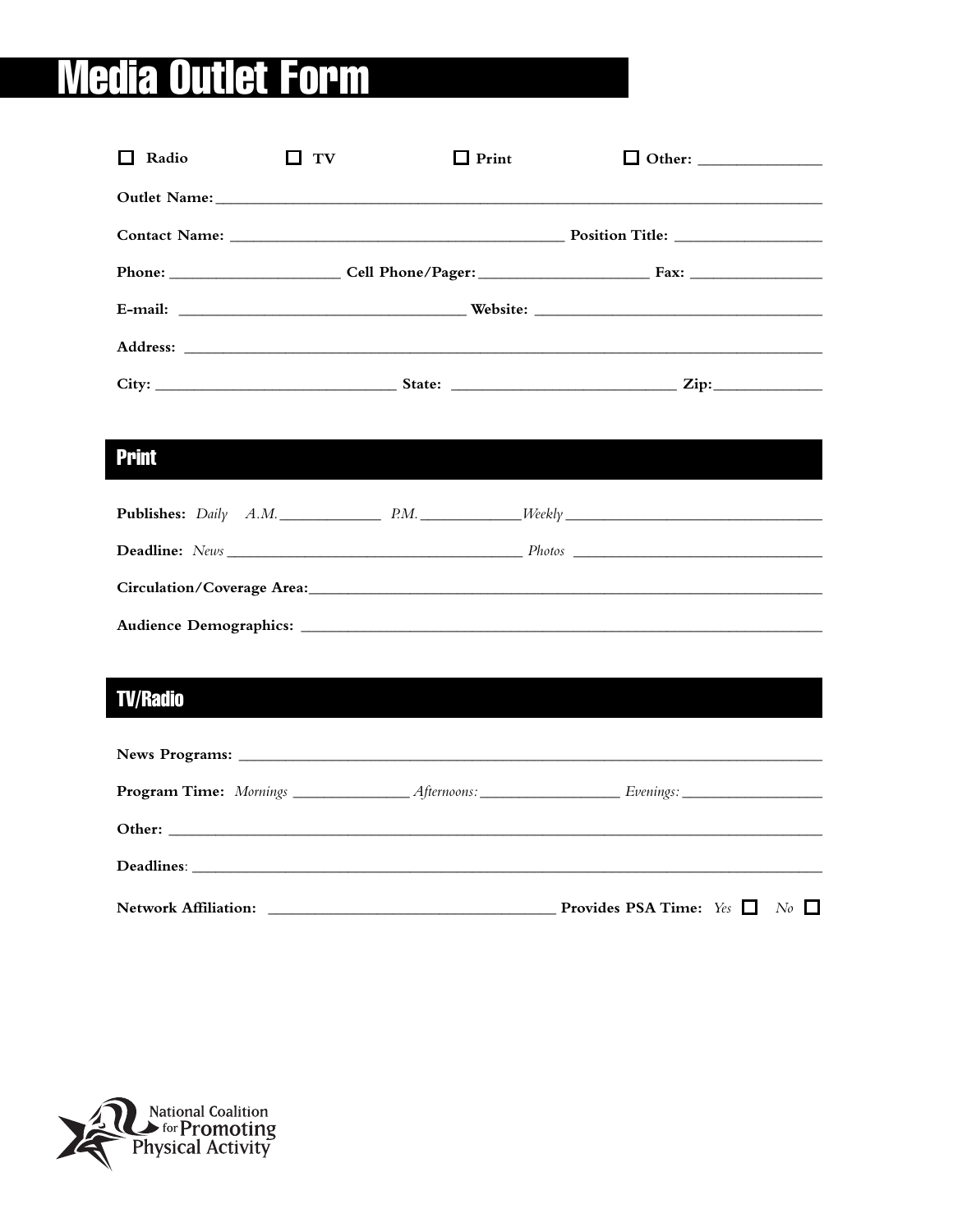# Media Outlet Form

☐ **Radio** ☐ **TV** ☐ **Print** ☐ **Other:** _______________

**Outlet Name:** ______________________________________________________________

**Contact Name:** ________________________________________ **Position Title:** __________________

**Phone:** _____________________ **Cell Phone/Pager:** _____________________ **Fax:** ________________

**E-mail:** ___________________________________ **Website:** ___________________________________

**Address:** ______________________________________________________________

**City:** ______________________________ **State:** ____________________________ **Zip:** ______________

## Print

**Publishes:** *Daily* *A.M.* _____________ *P.M.* _____________ *Weekly* _________________________________

**Deadline:** *News* ____________________________________ *Photos* _______________________________

**Circulation/Coverage Area:** ______________________________________________________________

**Audience Demographics:** ______________________________________________________________

## TV/Radio

**News Programs:** ______________________________________________________________

**Program Time:** *Mornings* _______________ *Afternoons:* __________________ *Evenings:* __________________

**Other:** ______________________________________________________________

**Deadlines**: ______________________________________________________________

**Network Affiliation:** ___________________________________ **Provides PSA Time:** *Yes* ☐ *No* ☐

National Coalition for Promoting Physical Activity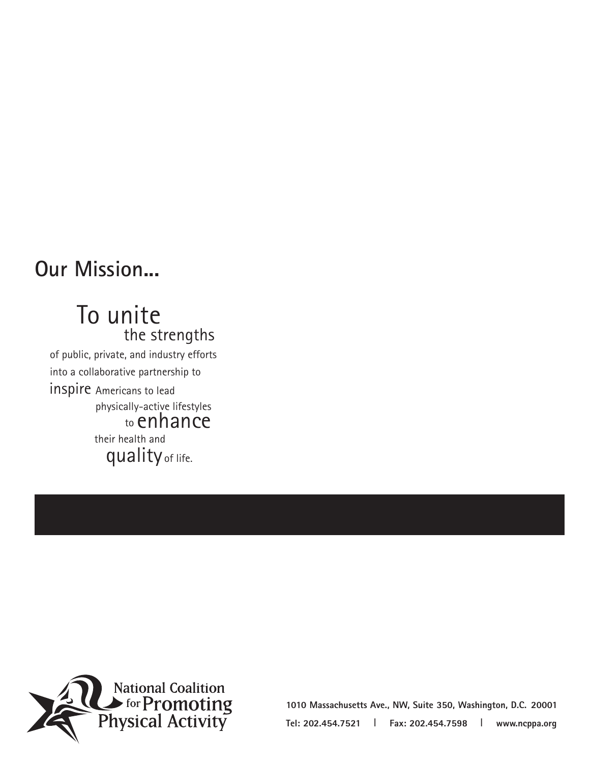## Our Mission...

To unite the strengths of public, private, and industry efforts into a collaborative partnership to inspire Americans to lead physically-active lifestyles to enhance their health and quality of life.

National Coalition for Promoting Physical Activity

**1010 Massachusetts Ave., NW, Suite 350, Washington, D.C. 20001**

**Tel: 202.454.7521 | Fax: 202.454.7598 | www.ncppa.org**